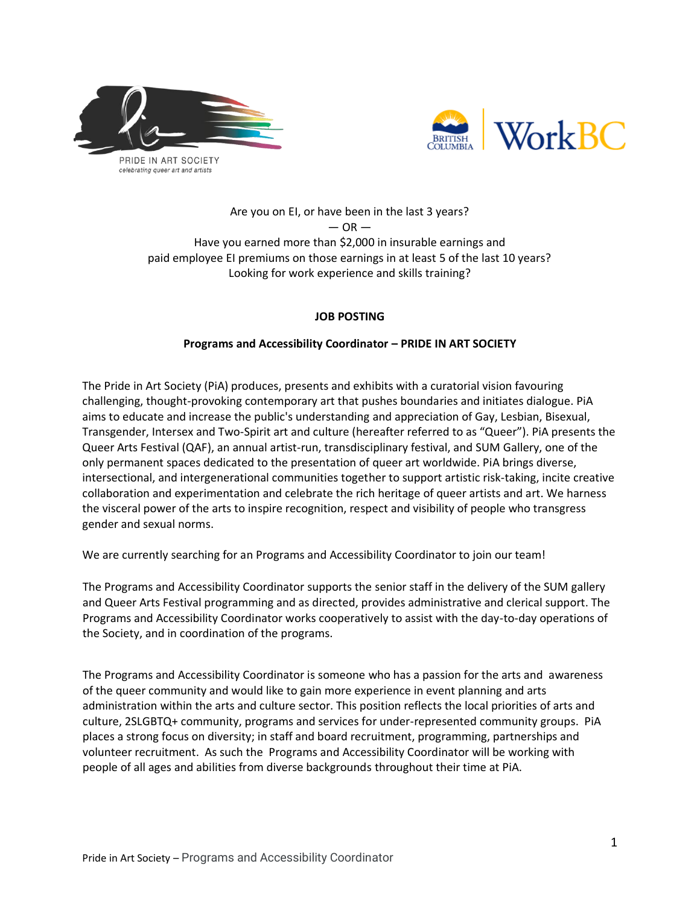PRIDE IN ART SOCIETY
*celebrating queer art and artists*

Are you on EI, or have been in the last 3 years?
— OR —
Have you earned more than $2,000 in insurable earnings and
paid employee EI premiums on those earnings in at least 5 of the last 10 years?
Looking for work experience and skills training?

**JOB POSTING**

**Programs and Accessibility Coordinator – PRIDE IN ART SOCIETY**

The Pride in Art Society (PiA) produces, presents and exhibits with a curatorial vision favouring challenging, thought-provoking contemporary art that pushes boundaries and initiates dialogue. PiA aims to educate and increase the public's understanding and appreciation of Gay, Lesbian, Bisexual, Transgender, Intersex and Two-Spirit art and culture (hereafter referred to as "Queer"). PiA presents the Queer Arts Festival (QAF), an annual artist-run, transdisciplinary festival, and SUM Gallery, one of the only permanent spaces dedicated to the presentation of queer art worldwide. PiA brings diverse, intersectional, and intergenerational communities together to support artistic risk-taking, incite creative collaboration and experimentation and celebrate the rich heritage of queer artists and art. We harness the visceral power of the arts to inspire recognition, respect and visibility of people who transgress gender and sexual norms.

We are currently searching for an Programs and Accessibility Coordinator to join our team!

The Programs and Accessibility Coordinator supports the senior staff in the delivery of the SUM gallery and Queer Arts Festival programming and as directed, provides administrative and clerical support. The Programs and Accessibility Coordinator works cooperatively to assist with the day-to-day operations of the Society, and in coordination of the programs.

The Programs and Accessibility Coordinator is someone who has a passion for the arts and awareness of the queer community and would like to gain more experience in event planning and arts administration within the arts and culture sector. This position reflects the local priorities of arts and culture, 2SLGBTQ+ community, programs and services for under-represented community groups. PiA places a strong focus on diversity; in staff and board recruitment, programming, partnerships and volunteer recruitment. As such the Programs and Accessibility Coordinator will be working with people of all ages and abilities from diverse backgrounds throughout their time at PiA.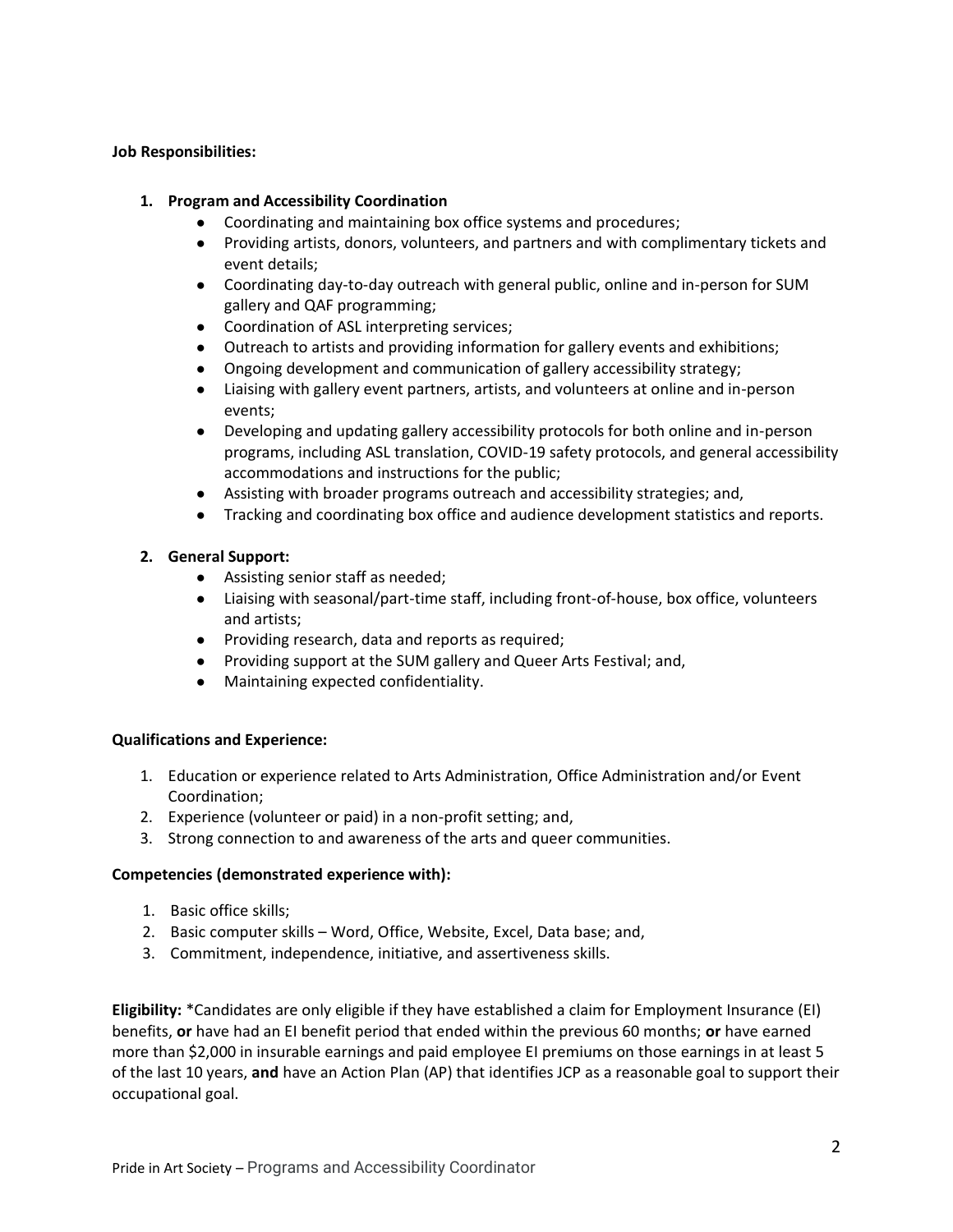**Job Responsibilities:**

1. **Program and Accessibility Coordination**
    - Coordinating and maintaining box office systems and procedures;
    - Providing artists, donors, volunteers, and partners and with complimentary tickets and event details;
    - Coordinating day-to-day outreach with general public, online and in-person for SUM gallery and QAF programming;
    - Coordination of ASL interpreting services;
    - Outreach to artists and providing information for gallery events and exhibitions;
    - Ongoing development and communication of gallery accessibility strategy;
    - Liaising with gallery event partners, artists, and volunteers at online and in-person events;
    - Developing and updating gallery accessibility protocols for both online and in-person programs, including ASL translation, COVID-19 safety protocols, and general accessibility accommodations and instructions for the public;
    - Assisting with broader programs outreach and accessibility strategies; and,
    - Tracking and coordinating box office and audience development statistics and reports.

2. **General Support:**
    - Assisting senior staff as needed;
    - Liaising with seasonal/part-time staff, including front-of-house, box office, volunteers and artists;
    - Providing research, data and reports as required;
    - Providing support at the SUM gallery and Queer Arts Festival; and,
    - Maintaining expected confidentiality.

**Qualifications and Experience:**

1. Education or experience related to Arts Administration, Office Administration and/or Event Coordination;
2. Experience (volunteer or paid) in a non-profit setting; and,
3. Strong connection to and awareness of the arts and queer communities.

**Competencies (demonstrated experience with):**

1. Basic office skills;
2. Basic computer skills – Word, Office, Website, Excel, Data base; and,
3. Commitment, independence, initiative, and assertiveness skills.

**Eligibility:** *Candidates are only eligible if they have established a claim for Employment Insurance (EI) benefits, **or** have had an EI benefit period that ended within the previous 60 months; **or** have earned more than $2,000 in insurable earnings and paid employee EI premiums on those earnings in at least 5 of the last 10 years, **and** have an Action Plan (AP) that identifies JCP as a reasonable goal to support their occupational goal.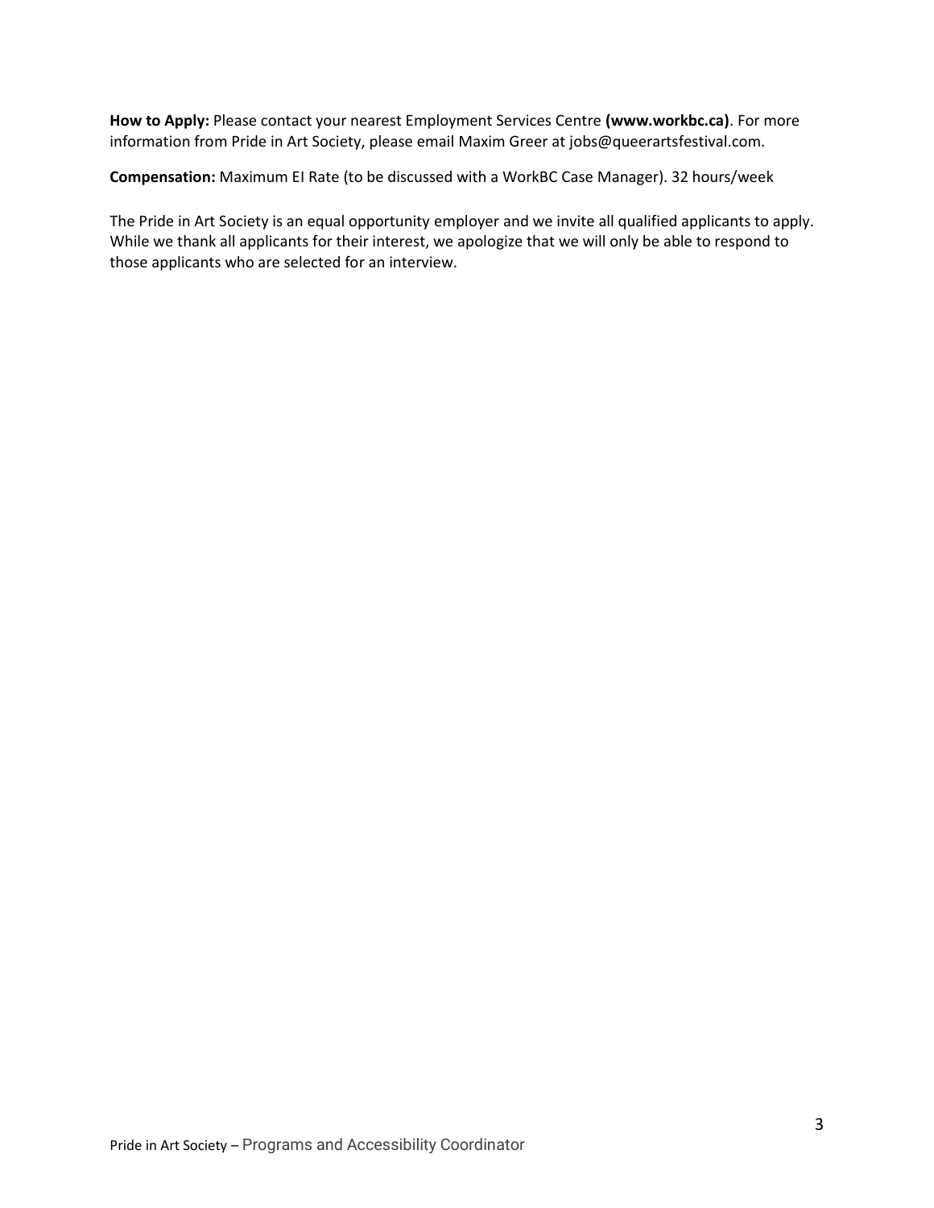**How to Apply:** Please contact your nearest Employment Services Centre **(www.workbc.ca)**. For more information from Pride in Art Society, please email Maxim Greer at jobs@queerartsfestival.com.

**Compensation:** Maximum EI Rate (to be discussed with a WorkBC Case Manager). 32 hours/week

The Pride in Art Society is an equal opportunity employer and we invite all qualified applicants to apply. While we thank all applicants for their interest, we apologize that we will only be able to respond to those applicants who are selected for an interview.